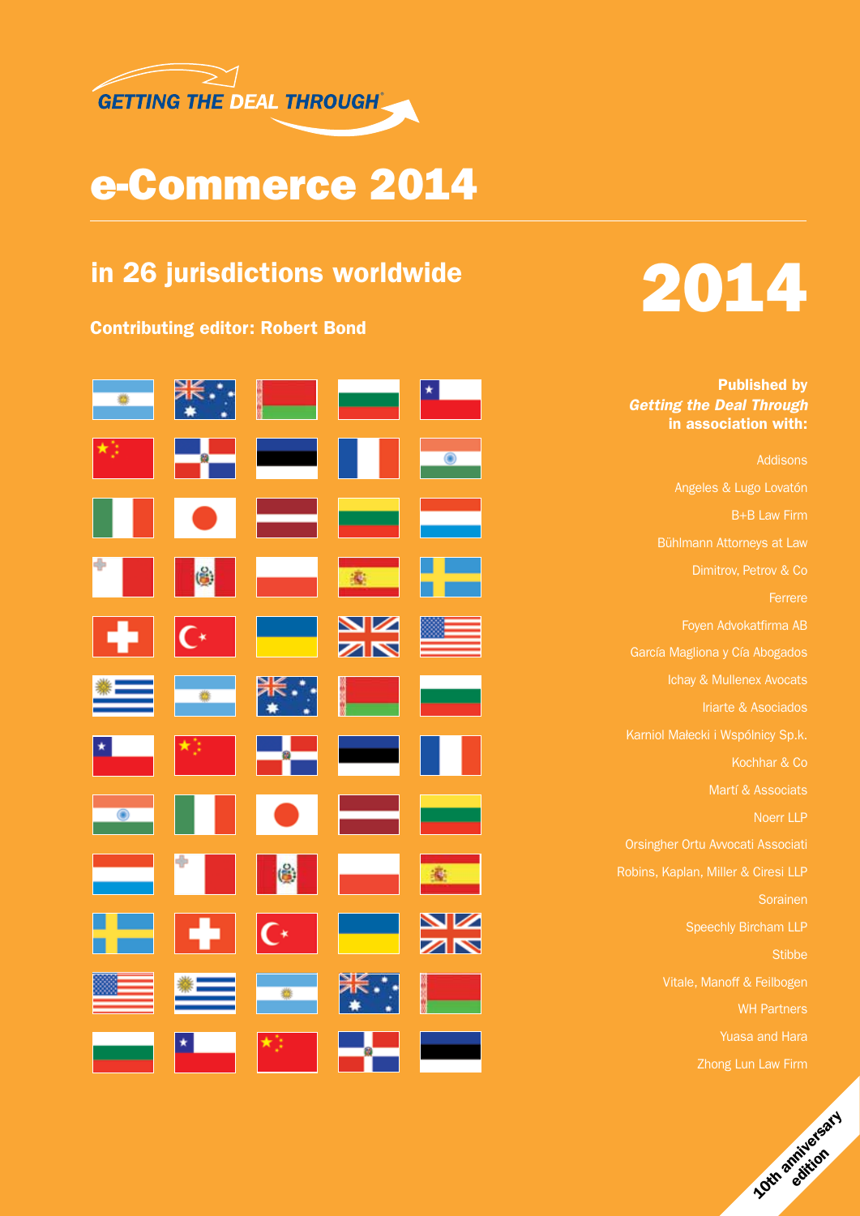GETTING THE DEAL THROUGH®

# e-Commerce 2014

## in 26 jurisdictions worldwide

**Contributing editor: Robert Bond**

2014

**Published by**
***Getting the Deal Through***
**in association with:**

Addisons

Angeles & Lugo Lovatón

B+B Law Firm

Bühlmann Attorneys at Law

Dimitrov, Petrov & Co

Ferrere

Foyen Advokatfirma AB

García Magliona y Cía Abogados

Ichay & Mullenex Avocats

Iriarte & Asociados

Karniol Małecki i Wspólnicy Sp.k.

Kochhar & Co

Martí & Associats

Noerr LLP

Orsingher Ortu Avvocati Associati

Robins, Kaplan, Miller & Ciresi LLP

Sorainen

Speechly Bircham LLP

Stibbe

Vitale, Manoff & Feilbogen

WH Partners

Yuasa and Hara

Zhong Lun Law Firm

10th anniversary edition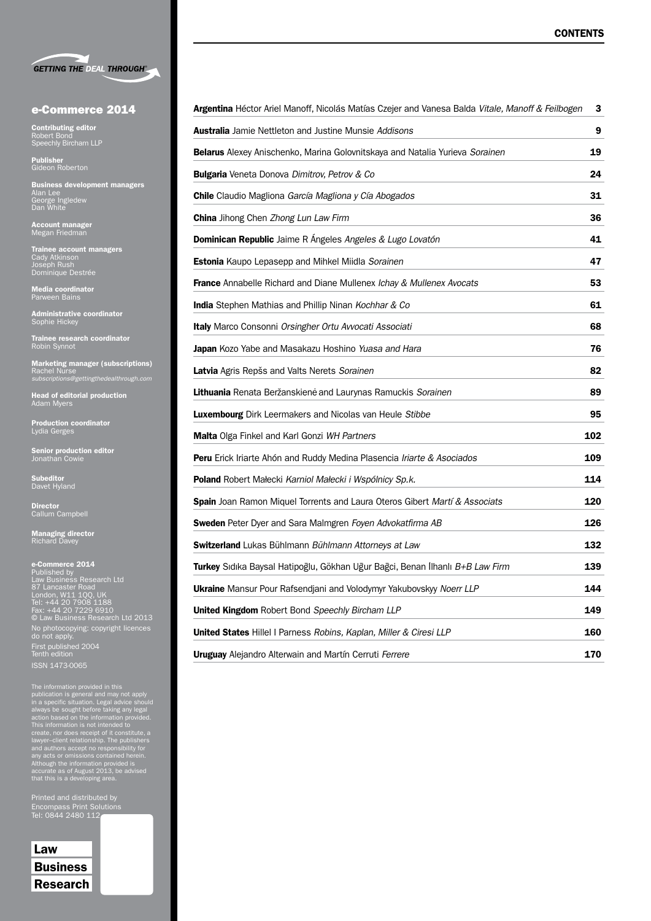GETTING THE DEAL THROUGH

# e-Commerce 2014

**Contributing editor**
Robert Bond
Speechly Bircham LLP

**Publisher**
Gideon Roberton

**Business development managers**
Alan Lee
George Ingledew
Dan White

**Account manager**
Megan Friedman

**Trainee account managers**
Cady Atkinson
Joseph Rush
Dominique Destrée

**Media coordinator**
Parween Bains

**Administrative coordinator**
Sophie Hickey

**Trainee research coordinator**
Robin Synnot

**Marketing manager (subscriptions)**
Rachel Nurse
*subscriptions@gettingthedealthrough.com*

**Head of editorial production**
Adam Myers

**Production coordinator**
Lydia Gerges

**Senior production editor**
Jonathan Cowie

**Subeditor**
Davet Hyland

**Director**
Callum Campbell

**Managing director**
Richard Davey

**e-Commerce 2014**
Published by
Law Business Research Ltd
87 Lancaster Road
London, W11 1QQ, UK
Tel: +44 20 7908 1188
Fax: +44 20 7229 6910
© Law Business Research Ltd 2013
No photocopying: copyright licences do not apply.
First published 2004
Tenth edition
ISSN 1473-0065

The information provided in this publication is general and may not apply in a specific situation. Legal advice should always be sought before taking any legal action based on the information provided. This information is not intended to create, nor does receipt of it constitute, a lawyer–client relationship. The publishers and authors accept no responsibility for any acts or omissions contained herein. Although the information provided is accurate as of August 2013, be advised that this is a developing area.

Printed and distributed by
Encompass Print Solutions
Tel: 0844 2480 112

Law Business Research

## CONTENTS

| | |
|---|---|
| **Argentina** Héctor Ariel Manoff, Nicolás Matías Czejer and Vanesa Balda *Vitale, Manoff & Feilbogen* | 3 |
| **Australia** Jamie Nettleton and Justine Munsie *Addisons* | 9 |
| **Belarus** Alexey Anischenko, Marina Golovnitskaya and Natalia Yurieva *Sorainen* | 19 |
| **Bulgaria** Veneta Donova *Dimitrov, Petrov & Co* | 24 |
| **Chile** Claudio Magliona *García Magliona y Cía Abogados* | 31 |
| **China** Jihong Chen *Zhong Lun Law Firm* | 36 |
| **Dominican Republic** Jaime R Ángeles *Angeles & Lugo Lovatón* | 41 |
| **Estonia** Kaupo Lepasepp and Mihkel Miidla *Sorainen* | 47 |
| **France** Annabelle Richard and Diane Mullenex *Ichay & Mullenex Avocats* | 53 |
| **India** Stephen Mathias and Phillip Ninan *Kochhar & Co* | 61 |
| **Italy** Marco Consonni *Orsingher Ortu Avvocati Associati* | 68 |
| **Japan** Kozo Yabe and Masakazu Hoshino *Yuasa and Hara* | 76 |
| **Latvia** Agris Repšs and Valts Nerets *Sorainen* | 82 |
| **Lithuania** Renata Beržanskienė and Laurynas Ramuckis *Sorainen* | 89 |
| **Luxembourg** Dirk Leermakers and Nicolas van Heule *Stibbe* | 95 |
| **Malta** Olga Finkel and Karl Gonzi *WH Partners* | 102 |
| **Peru** Erick Iriarte Ahón and Ruddy Medina Plasencia *Iriarte & Asociados* | 109 |
| **Poland** Robert Małecki *Karniol Małecki i Wspólnicy Sp.k.* | 114 |
| **Spain** Joan Ramon Miquel Torrents and Laura Oteros Gibert *Martí & Associats* | 120 |
| **Sweden** Peter Dyer and Sara Malmgren *Foyen Advokatfirma AB* | 126 |
| **Switzerland** Lukas Bühlmann *Bühlmann Attorneys at Law* | 132 |
| **Turkey** Sıdıka Baysal Hatipoğlu, Gökhan Uğur Bağci, Benan İlhanlı *B+B Law Firm* | 139 |
| **Ukraine** Mansur Pour Rafsendjani and Volodymyr Yakubovskyy *Noerr LLP* | 144 |
| **United Kingdom** Robert Bond *Speechly Bircham LLP* | 149 |
| **United States** Hillel I Parness *Robins, Kaplan, Miller & Ciresi LLP* | 160 |
| **Uruguay** Alejandro Alterwain and Martín Cerruti *Ferrere* | 170 |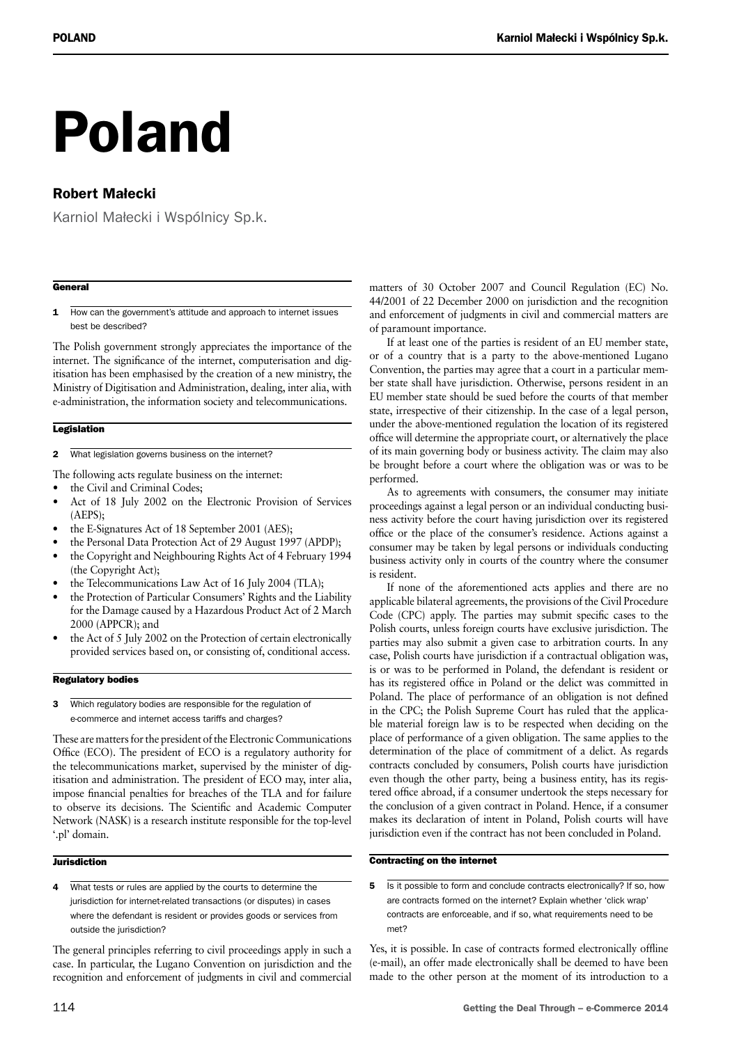# Poland

## Robert Małecki

Karniol Małecki i Wspólnicy Sp.k.

### General

**1** How can the government's attitude and approach to internet issues best be described?

The Polish government strongly appreciates the importance of the internet. The significance of the internet, computerisation and digitisation has been emphasised by the creation of a new ministry, the Ministry of Digitisation and Administration, dealing, inter alia, with e-administration, the information society and telecommunications.

### Legislation

**2** What legislation governs business on the internet?

The following acts regulate business on the internet:
- the Civil and Criminal Codes;
- Act of 18 July 2002 on the Electronic Provision of Services (AEPS);
- the E-Signatures Act of 18 September 2001 (AES);
- the Personal Data Protection Act of 29 August 1997 (APDP);
- the Copyright and Neighbouring Rights Act of 4 February 1994 (the Copyright Act);
- the Telecommunications Law Act of 16 July 2004 (TLA);
- the Protection of Particular Consumers' Rights and the Liability for the Damage caused by a Hazardous Product Act of 2 March 2000 (APPCR); and
- the Act of 5 July 2002 on the Protection of certain electronically provided services based on, or consisting of, conditional access.

### Regulatory bodies

**3** Which regulatory bodies are responsible for the regulation of e-commerce and internet access tariffs and charges?

These are matters for the president of the Electronic Communications Office (ECO). The president of ECO is a regulatory authority for the telecommunications market, supervised by the minister of digitisation and administration. The president of ECO may, inter alia, impose financial penalties for breaches of the TLA and for failure to observe its decisions. The Scientific and Academic Computer Network (NASK) is a research institute responsible for the top-level '.pl' domain.

### Jurisdiction

**4** What tests or rules are applied by the courts to determine the jurisdiction for internet-related transactions (or disputes) in cases where the defendant is resident or provides goods or services from outside the jurisdiction?

The general principles referring to civil proceedings apply in such a case. In particular, the Lugano Convention on jurisdiction and the recognition and enforcement of judgments in civil and commercial matters of 30 October 2007 and Council Regulation (EC) No. 44/2001 of 22 December 2000 on jurisdiction and the recognition and enforcement of judgments in civil and commercial matters are of paramount importance.

If at least one of the parties is resident of an EU member state, or of a country that is a party to the above-mentioned Lugano Convention, the parties may agree that a court in a particular member state shall have jurisdiction. Otherwise, persons resident in an EU member state should be sued before the courts of that member state, irrespective of their citizenship. In the case of a legal person, under the above-mentioned regulation the location of its registered office will determine the appropriate court, or alternatively the place of its main governing body or business activity. The claim may also be brought before a court where the obligation was or was to be performed.

As to agreements with consumers, the consumer may initiate proceedings against a legal person or an individual conducting business activity before the court having jurisdiction over its registered office or the place of the consumer's residence. Actions against a consumer may be taken by legal persons or individuals conducting business activity only in courts of the country where the consumer is resident.

If none of the aforementioned acts applies and there are no applicable bilateral agreements, the provisions of the Civil Procedure Code (CPC) apply. The parties may submit specific cases to the Polish courts, unless foreign courts have exclusive jurisdiction. The parties may also submit a given case to arbitration courts. In any case, Polish courts have jurisdiction if a contractual obligation was, is or was to be performed in Poland, the defendant is resident or has its registered office in Poland or the delict was committed in Poland. The place of performance of an obligation is not defined in the CPC; the Polish Supreme Court has ruled that the applicable material foreign law is to be respected when deciding on the place of performance of a given obligation. The same applies to the determination of the place of commitment of a delict. As regards contracts concluded by consumers, Polish courts have jurisdiction even though the other party, being a business entity, has its registered office abroad, if a consumer undertook the steps necessary for the conclusion of a given contract in Poland. Hence, if a consumer makes its declaration of intent in Poland, Polish courts will have jurisdiction even if the contract has not been concluded in Poland.

### Contracting on the internet

**5** Is it possible to form and conclude contracts electronically? If so, how are contracts formed on the internet? Explain whether 'click wrap' contracts are enforceable, and if so, what requirements need to be met?

Yes, it is possible. In case of contracts formed electronically offline (e-mail), an offer made electronically shall be deemed to have been made to the other person at the moment of its introduction to a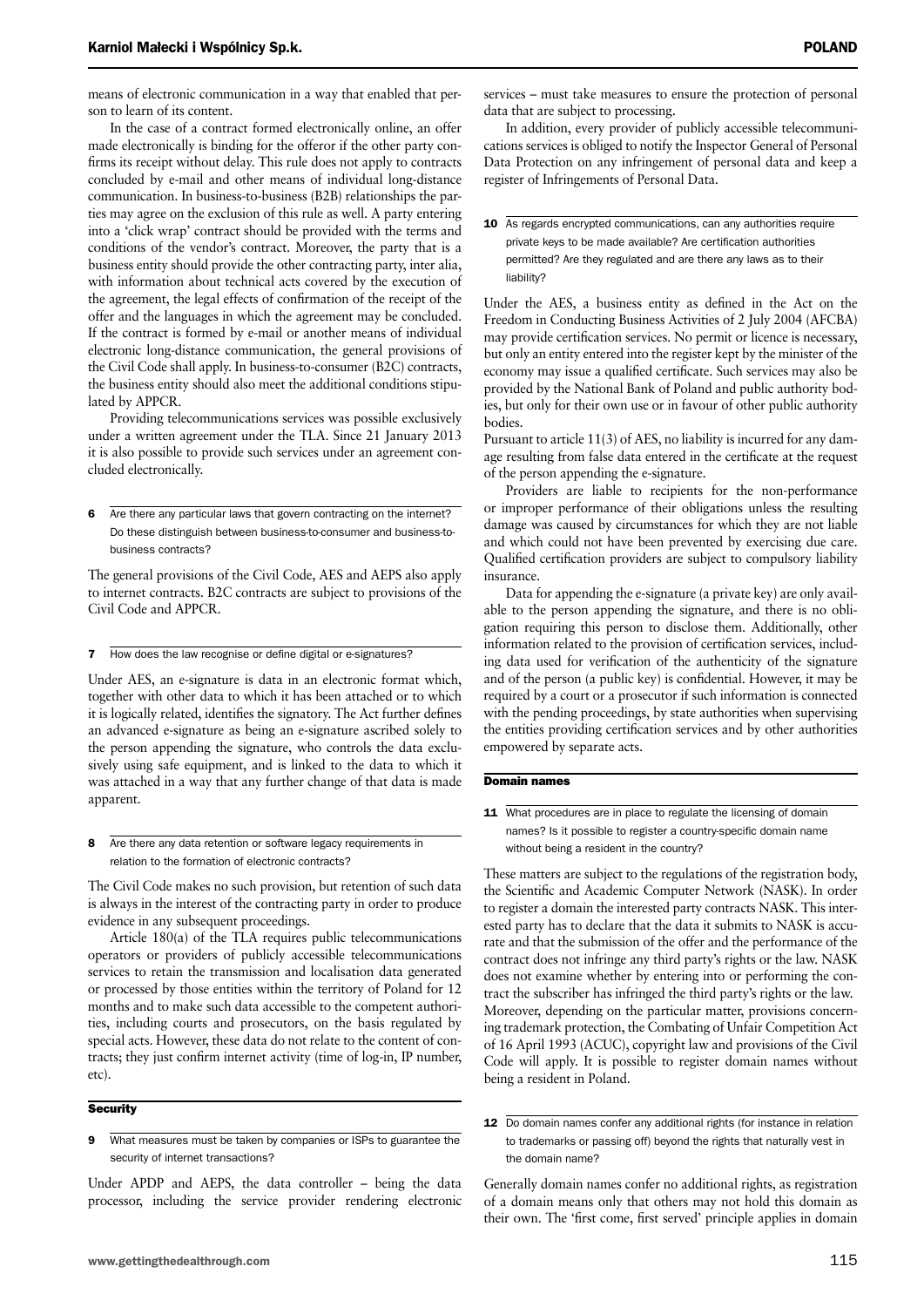means of electronic communication in a way that enabled that person to learn of its content.

In the case of a contract formed electronically online, an offer made electronically is binding for the offeror if the other party confirms its receipt without delay. This rule does not apply to contracts concluded by e-mail and other means of individual long-distance communication. In business-to-business (B2B) relationships the parties may agree on the exclusion of this rule as well. A party entering into a 'click wrap' contract should be provided with the terms and conditions of the vendor's contract. Moreover, the party that is a business entity should provide the other contracting party, inter alia, with information about technical acts covered by the execution of the agreement, the legal effects of confirmation of the receipt of the offer and the languages in which the agreement may be concluded. If the contract is formed by e-mail or another means of individual electronic long-distance communication, the general provisions of the Civil Code shall apply. In business-to-consumer (B2C) contracts, the business entity should also meet the additional conditions stipulated by APPCR.

Providing telecommunications services was possible exclusively under a written agreement under the TLA. Since 21 January 2013 it is also possible to provide such services under an agreement concluded electronically.

**6** Are there any particular laws that govern contracting on the internet? Do these distinguish between business-to-consumer and business-to-business contracts?

The general provisions of the Civil Code, AES and AEPS also apply to internet contracts. B2C contracts are subject to provisions of the Civil Code and APPCR.

**7** How does the law recognise or define digital or e-signatures?

Under AES, an e-signature is data in an electronic format which, together with other data to which it has been attached or to which it is logically related, identifies the signatory. The Act further defines an advanced e-signature as being an e-signature ascribed solely to the person appending the signature, who controls the data exclusively using safe equipment, and is linked to the data to which it was attached in a way that any further change of that data is made apparent.

**8** Are there any data retention or software legacy requirements in relation to the formation of electronic contracts?

The Civil Code makes no such provision, but retention of such data is always in the interest of the contracting party in order to produce evidence in any subsequent proceedings.

Article 180(a) of the TLA requires public telecommunications operators or providers of publicly accessible telecommunications services to retain the transmission and localisation data generated or processed by those entities within the territory of Poland for 12 months and to make such data accessible to the competent authorities, including courts and prosecutors, on the basis regulated by special acts. However, these data do not relate to the content of contracts; they just confirm internet activity (time of log-in, IP number, etc).

## Security

**9** What measures must be taken by companies or ISPs to guarantee the security of internet transactions?

Under APDP and AEPS, the data controller – being the data processor, including the service provider rendering electronic services – must take measures to ensure the protection of personal data that are subject to processing.

In addition, every provider of publicly accessible telecommunications services is obliged to notify the Inspector General of Personal Data Protection on any infringement of personal data and keep a register of Infringements of Personal Data.

**10** As regards encrypted communications, can any authorities require private keys to be made available? Are certification authorities permitted? Are they regulated and are there any laws as to their liability?

Under the AES, a business entity as defined in the Act on the Freedom in Conducting Business Activities of 2 July 2004 (AFCBA) may provide certification services. No permit or licence is necessary, but only an entity entered into the register kept by the minister of the economy may issue a qualified certificate. Such services may also be provided by the National Bank of Poland and public authority bodies, but only for their own use or in favour of other public authority bodies.

Pursuant to article 11(3) of AES, no liability is incurred for any damage resulting from false data entered in the certificate at the request of the person appending the e-signature.

Providers are liable to recipients for the non-performance or improper performance of their obligations unless the resulting damage was caused by circumstances for which they are not liable and which could not have been prevented by exercising due care. Qualified certification providers are subject to compulsory liability insurance.

Data for appending the e-signature (a private key) are only available to the person appending the signature, and there is no obligation requiring this person to disclose them. Additionally, other information related to the provision of certification services, including data used for verification of the authenticity of the signature and of the person (a public key) is confidential. However, it may be required by a court or a prosecutor if such information is connected with the pending proceedings, by state authorities when supervising the entities providing certification services and by other authorities empowered by separate acts.

## Domain names

**11** What procedures are in place to regulate the licensing of domain names? Is it possible to register a country-specific domain name without being a resident in the country?

These matters are subject to the regulations of the registration body, the Scientific and Academic Computer Network (NASK). In order to register a domain the interested party contracts NASK. This interested party has to declare that the data it submits to NASK is accurate and that the submission of the offer and the performance of the contract does not infringe any third party's rights or the law. NASK does not examine whether by entering into or performing the contract the subscriber has infringed the third party's rights or the law. Moreover, depending on the particular matter, provisions concerning trademark protection, the Combating of Unfair Competition Act of 16 April 1993 (ACUC), copyright law and provisions of the Civil Code will apply. It is possible to register domain names without being a resident in Poland.

**12** Do domain names confer any additional rights (for instance in relation to trademarks or passing off) beyond the rights that naturally vest in the domain name?

Generally domain names confer no additional rights, as registration of a domain name means only that others may not hold this domain as their own. The 'first come, first served' principle applies in domain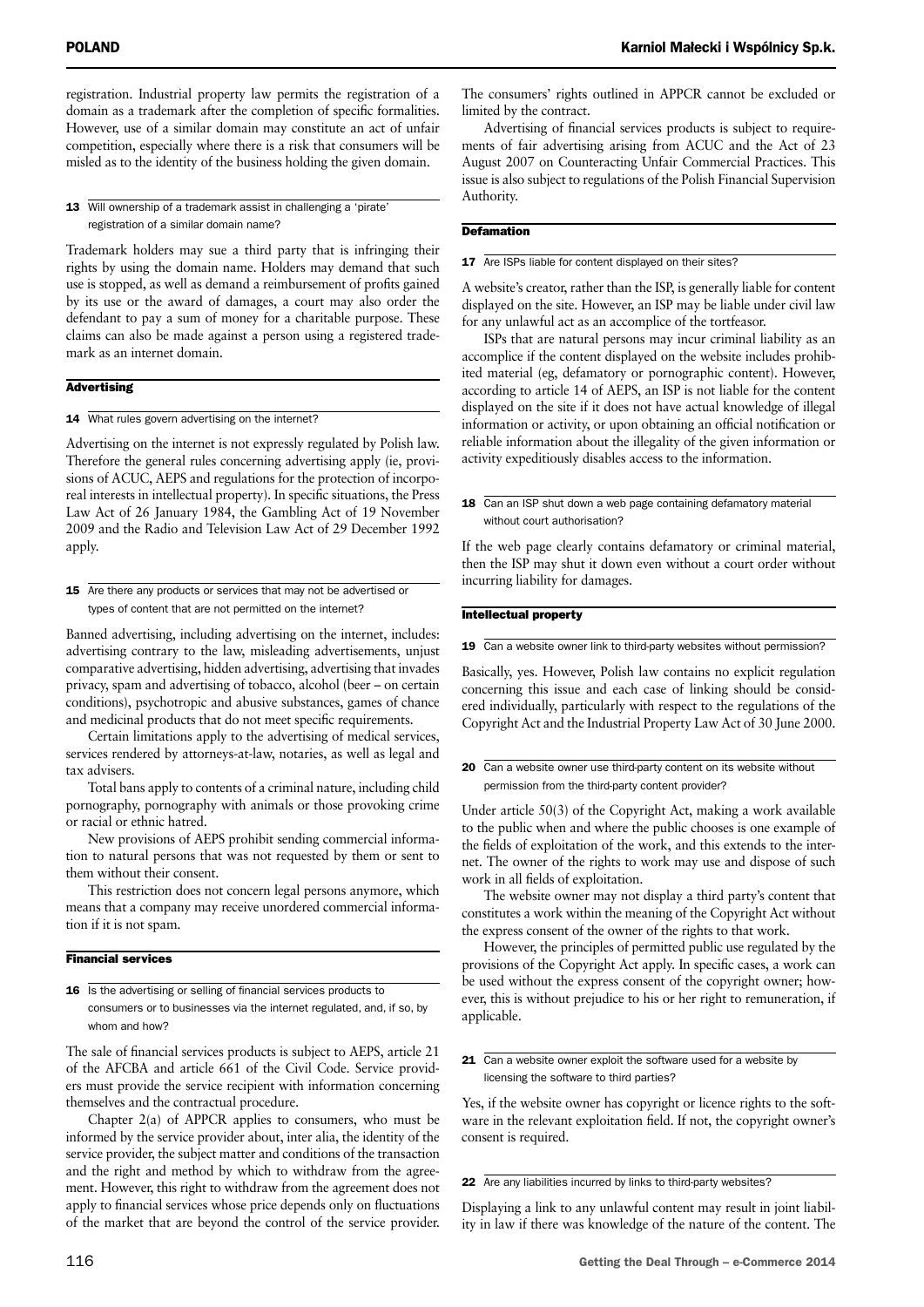registration. Industrial property law permits the registration of a domain as a trademark after the completion of specific formalities. However, use of a similar domain may constitute an act of unfair competition, especially where there is a risk that consumers will be misled as to the identity of the business holding the given domain.

**13 Will ownership of a trademark assist in challenging a 'pirate' registration of a similar domain name?**

Trademark holders may sue a third party that is infringing their rights by using the domain name. Holders may demand that such use is stopped, as well as demand a reimbursement of profits gained by its use or the award of damages, a court may also order the defendant to pay a sum of money for a charitable purpose. These claims can also be made against a person using a registered trademark as an internet domain.

## Advertising

**14 What rules govern advertising on the internet?**

Advertising on the internet is not expressly regulated by Polish law. Therefore the general rules concerning advertising apply (ie, provisions of ACUC, AEPS and regulations for the protection of incorporeal interests in intellectual property). In specific situations, the Press Law Act of 26 January 1984, the Gambling Act of 19 November 2009 and the Radio and Television Law Act of 29 December 1992 apply.

**15 Are there any products or services that may not be advertised or types of content that are not permitted on the internet?**

Banned advertising, including advertising on the internet, includes: advertising contrary to the law, misleading advertisements, unjust comparative advertising, hidden advertising, advertising that invades privacy, spam and advertising of tobacco, alcohol (beer – on certain conditions), psychotropic and abusive substances, games of chance and medicinal products that do not meet specific requirements.

Certain limitations apply to the advertising of medical services, services rendered by attorneys-at-law, notaries, as well as legal and tax advisers.

Total bans apply to contents of a criminal nature, including child pornography, pornography with animals or those provoking crime or racial or ethnic hatred.

New provisions of AEPS prohibit sending commercial information to natural persons that was not requested by them or sent to them without their consent.

This restriction does not concern legal persons anymore, which means that a company may receive unordered commercial information if it is not spam.

## Financial services

**16 Is the advertising or selling of financial services products to consumers or to businesses via the internet regulated, and, if so, by whom and how?**

The sale of financial services products is subject to AEPS, article 21 of the AFCBA and article 661 of the Civil Code. Service providers must provide the service recipient with information concerning themselves and the contractual procedure.

Chapter 2(a) of APPCR applies to consumers, who must be informed by the service provider about, inter alia, the identity of the service provider, the subject matter and conditions of the transaction and the right and method by which to withdraw from the agreement. However, this right to withdraw from the agreement does not apply to financial services whose price depends only on fluctuations of the market that are beyond the control of the service provider. The consumers' rights outlined in APPCR cannot be excluded or limited by the contract.

Advertising of financial services products is subject to requirements of fair advertising arising from ACUC and the Act of 23 August 2007 on Counteracting Unfair Commercial Practices. This issue is also subject to regulations of the Polish Financial Supervision Authority.

## Defamation

**17 Are ISPs liable for content displayed on their sites?**

A website's creator, rather than the ISP, is generally liable for content displayed on the site. However, an ISP may be liable under civil law for any unlawful act as an accomplice of the tortfeasor.

ISPs that are natural persons may incur criminal liability as an accomplice if the content displayed on the website includes prohibited material (eg, defamatory or pornographic content). However, according to article 14 of AEPS, an ISP is not liable for the content displayed on the site if it does not have actual knowledge of illegal information or activity, or upon obtaining an official notification or reliable information about the illegality of the given information or activity expeditiously disables access to the information.

**18 Can an ISP shut down a web page containing defamatory material without court authorisation?**

If the web page clearly contains defamatory or criminal material, then the ISP may shut it down even without a court order without incurring liability for damages.

## Intellectual property

**19 Can a website owner link to third-party websites without permission?**

Basically, yes. However, Polish law contains no explicit regulation concerning this issue and each case of linking should be considered individually, particularly with respect to the regulations of the Copyright Act and the Industrial Property Law Act of 30 June 2000.

**20 Can a website owner use third-party content on its website without permission from the third-party content provider?**

Under article 50(3) of the Copyright Act, making a work available to the public when and where the public chooses is one example of the fields of exploitation of the work, and this extends to the internet. The owner of the rights to work may use and dispose of such work in all fields of exploitation.

The website owner may not display a third party's content that constitutes a work within the meaning of the Copyright Act without the express consent of the owner of the rights to that work.

However, the principles of permitted public use regulated by the provisions of the Copyright Act apply. In specific cases, a work can be used without the express consent of the copyright owner; however, this is without prejudice to his or her right to remuneration, if applicable.

**21 Can a website owner exploit the software used for a website by licensing the software to third parties?**

Yes, if the website owner has copyright or licence rights to the software in the relevant exploitation field. If not, the copyright owner's consent is required.

**22 Are any liabilities incurred by links to third-party websites?**

Displaying a link to any unlawful content may result in joint liability in law if there was knowledge of the nature of the content. The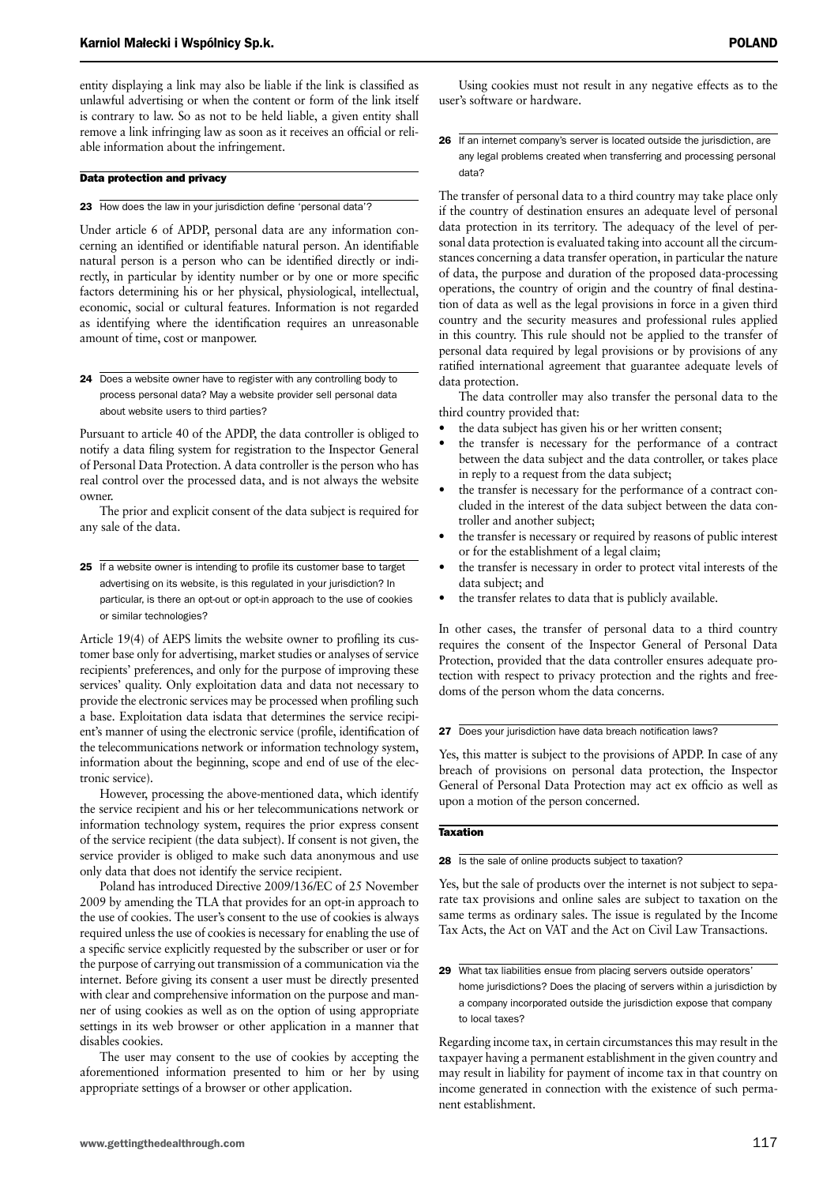entity displaying a link may also be liable if the link is classified as unlawful advertising or when the content or form of the link itself is contrary to law. So as not to be held liable, a given entity shall remove a link infringing law as soon as it receives an official or reliable information about the infringement.

## Data protection and privacy

### 23 How does the law in your jurisdiction define 'personal data'?

Under article 6 of APDP, personal data are any information concerning an identified or identifiable natural person. An identifiable natural person is a person who can be identified directly or indirectly, in particular by identity number or by one or more specific factors determining his or her physical, physiological, intellectual, economic, social or cultural features. Information is not regarded as identifying where the identification requires an unreasonable amount of time, cost or manpower.

### 24 Does a website owner have to register with any controlling body to process personal data? May a website provider sell personal data about website users to third parties?

Pursuant to article 40 of the APDP, the data controller is obliged to notify a data filing system for registration to the Inspector General of Personal Data Protection. A data controller is the person who has real control over the processed data, and is not always the website owner.

The prior and explicit consent of the data subject is required for any sale of the data.

### 25 If a website owner is intending to profile its customer base to target advertising on its website, is this regulated in your jurisdiction? In particular, is there an opt-out or opt-in approach to the use of cookies or similar technologies?

Article 19(4) of AEPS limits the website owner to profiling its customer base only for advertising, market studies or analyses of service recipients' preferences, and only for the purpose of improving these services' quality. Only exploitation data and data not necessary to provide the electronic services may be processed when profiling such a base. Exploitation data isdata that determines the service recipient's manner of using the electronic service (profile, identification of the telecommunications network or information technology system, information about the beginning, scope and end of use of the electronic service).

However, processing the above-mentioned data, which identify the service recipient and his or her telecommunications network or information technology system, requires the prior express consent of the service recipient (the data subject). If consent is not given, the service provider is obliged to make such data anonymous and use only data that does not identify the service recipient.

Poland has introduced Directive 2009/136/EC of 25 November 2009 by amending the TLA that provides for an opt-in approach to the use of cookies. The user's consent to the use of cookies is always required unless the use of cookies is necessary for enabling the use of a specific service explicitly requested by the subscriber or user or for the purpose of carrying out transmission of a communication via the internet. Before giving its consent a user must be directly presented with clear and comprehensive information on the purpose and manner of using cookies as well as on the option of using appropriate settings in its web browser or other application in a manner that disables cookies.

The user may consent to the use of cookies by accepting the aforementioned information presented to him or her by using appropriate settings of a browser or other application.

Using cookies must not result in any negative effects as to the user's software or hardware.

### 26 If an internet company's server is located outside the jurisdiction, are any legal problems created when transferring and processing personal data?

The transfer of personal data to a third country may take place only if the country of destination ensures an adequate level of personal data protection in its territory. The adequacy of the level of personal data protection is evaluated taking into account all the circumstances concerning a data transfer operation, in particular the nature of data, the purpose and duration of the proposed data-processing operations, the country of origin and the country of final destination of data as well as the legal provisions in force in a given third country and the security measures and professional rules applied in this country. This rule should not be applied to the transfer of personal data required by legal provisions or by provisions of any ratified international agreement that guarantee adequate levels of data protection.

The data controller may also transfer the personal data to the third country provided that:

- the data subject has given his or her written consent;
- the transfer is necessary for the performance of a contract between the data subject and the data controller, or takes place in reply to a request from the data subject;
- the transfer is necessary for the performance of a contract concluded in the interest of the data subject between the data controller and another subject;
- the transfer is necessary or required by reasons of public interest or for the establishment of a legal claim;
- the transfer is necessary in order to protect vital interests of the data subject; and
- the transfer relates to data that is publicly available.

In other cases, the transfer of personal data to a third country requires the consent of the Inspector General of Personal Data Protection, provided that the data controller ensures adequate protection with respect to privacy protection and the rights and freedoms of the person whom the data concerns.

### 27 Does your jurisdiction have data breach notification laws?

Yes, this matter is subject to the provisions of APDP. In case of any breach of provisions on personal data protection, the Inspector General of Personal Data Protection may act ex officio as well as upon a motion of the person concerned.

## Taxation

### 28 Is the sale of online products subject to taxation?

Yes, but the sale of products over the internet is not subject to separate tax provisions and online sales are subject to taxation on the same terms as ordinary sales. The issue is regulated by the Income Tax Acts, the Act on VAT and the Act on Civil Law Transactions.

### 29 What tax liabilities ensue from placing servers outside operators' home jurisdictions? Does the placing of servers within a jurisdiction by a company incorporated outside the jurisdiction expose that company to local taxes?

Regarding income tax, in certain circumstances this may result in the taxpayer having a permanent establishment in the given country and may result in liability for payment of income tax in that country on income generated in connection with the existence of such permanent establishment.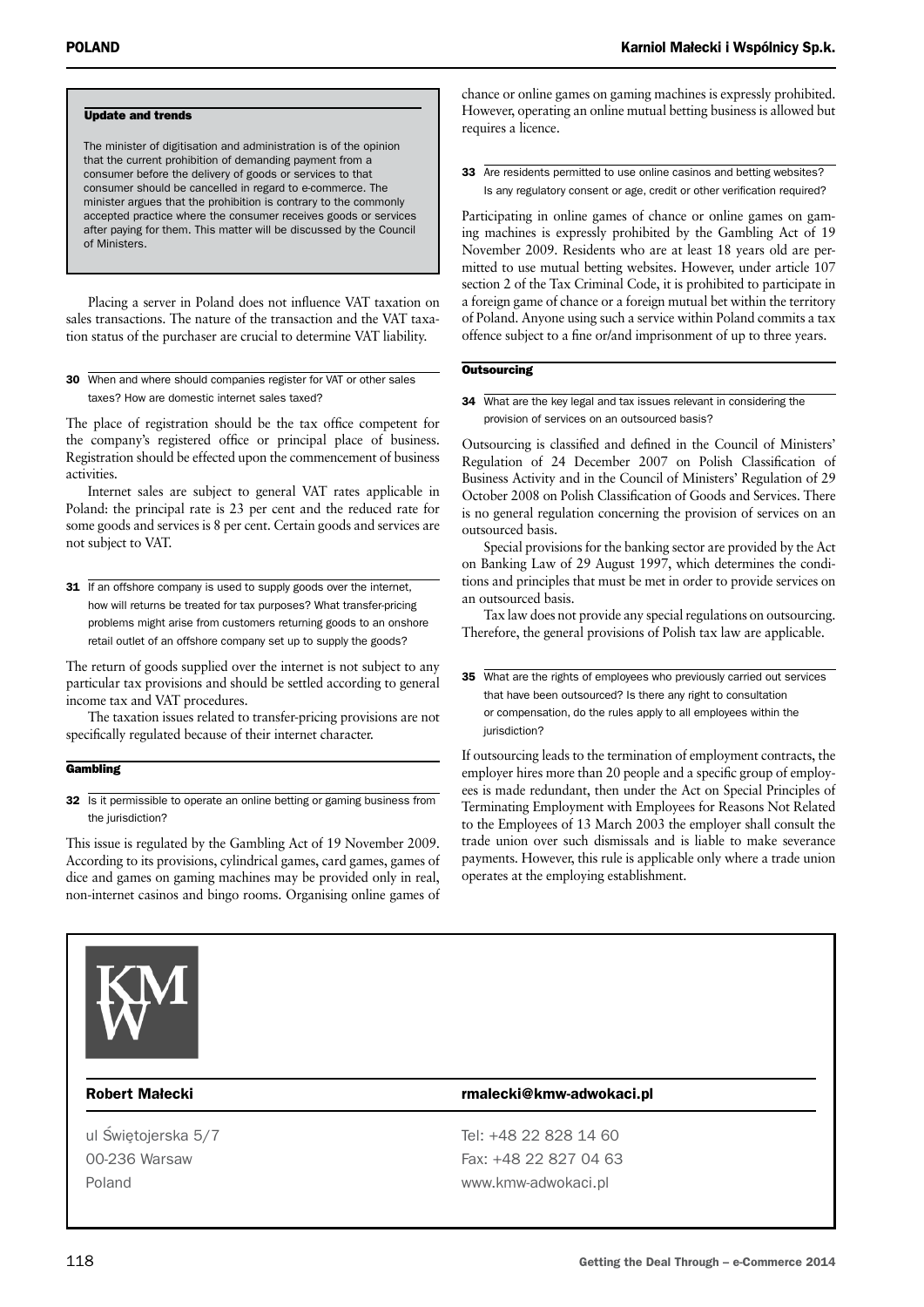### Update and trends

The minister of digitisation and administration is of the opinion that the current prohibition of demanding payment from a consumer before the delivery of goods or services to that consumer should be cancelled in regard to e-commerce. The minister argues that the prohibition is contrary to the commonly accepted practice where the consumer receives goods or services after paying for them. This matter will be discussed by the Council of Ministers.

Placing a server in Poland does not influence VAT taxation on sales transactions. The nature of the transaction and the VAT taxation status of the purchaser are crucial to determine VAT liability.

**30** When and where should companies register for VAT or other sales taxes? How are domestic internet sales taxed?

The place of registration should be the tax office competent for the company's registered office or principal place of business. Registration should be effected upon the commencement of business activities.

Internet sales are subject to general VAT rates applicable in Poland: the principal rate is 23 per cent and the reduced rate for some goods and services is 8 per cent. Certain goods and services are not subject to VAT.

**31** If an offshore company is used to supply goods over the internet, how will returns be treated for tax purposes? What transfer-pricing problems might arise from customers returning goods to an onshore retail outlet of an offshore company set up to supply the goods?

The return of goods supplied over the internet is not subject to any particular tax provisions and should be settled according to general income tax and VAT procedures.

The taxation issues related to transfer-pricing provisions are not specifically regulated because of their internet character.

## Gambling

**32** Is it permissible to operate an online betting or gaming business from the jurisdiction?

This issue is regulated by the Gambling Act of 19 November 2009. According to its provisions, cylindrical games, card games, games of dice and games on gaming machines may be provided only in real, non-internet casinos and bingo rooms. Organising online games of chance or online games on gaming machines is expressly prohibited. However, operating an online mutual betting business is allowed but requires a licence.

**33** Are residents permitted to use online casinos and betting websites? Is any regulatory consent or age, credit or other verification required?

Participating in online games of chance or online games on gaming machines is expressly prohibited by the Gambling Act of 19 November 2009. Residents who are at least 18 years old are permitted to use mutual betting websites. However, under article 107 section 2 of the Tax Criminal Code, it is prohibited to participate in a foreign game of chance or a foreign mutual bet within the territory of Poland. Anyone using such a service within Poland commits a tax offence subject to a fine or/and imprisonment of up to three years.

## Outsourcing

**34** What are the key legal and tax issues relevant in considering the provision of services on an outsourced basis?

Outsourcing is classified and defined in the Council of Ministers' Regulation of 24 December 2007 on Polish Classification of Business Activity and in the Council of Ministers' Regulation of 29 October 2008 on Polish Classification of Goods and Services. There is no general regulation concerning the provision of services on an outsourced basis.

Special provisions for the banking sector are provided by the Act on Banking Law of 29 August 1997, which determines the conditions and principles that must be met in order to provide services on an outsourced basis.

Tax law does not provide any special regulations on outsourcing. Therefore, the general provisions of Polish tax law are applicable.

**35** What are the rights of employees who previously carried out services that have been outsourced? Is there any right to consultation or compensation, do the rules apply to all employees within the jurisdiction?

If outsourcing leads to the termination of employment contracts, the employer hires more than 20 people and a specific group of employees is made redundant, then under the Act on Special Principles of Terminating Employment with Employees for Reasons Not Related to the Employees of 13 March 2003 the employer shall consult the trade union over such dismissals and is liable to make severance payments. However, this rule is applicable only where a trade union operates at the employing establishment.

**Robert Małecki** rmalecki@kmw-adwokaci.pl

ul Świętojerska 5/7
00-236 Warsaw
Poland

Tel: +48 22 828 14 60
Fax: +48 22 827 04 63
www.kmw-adwokaci.pl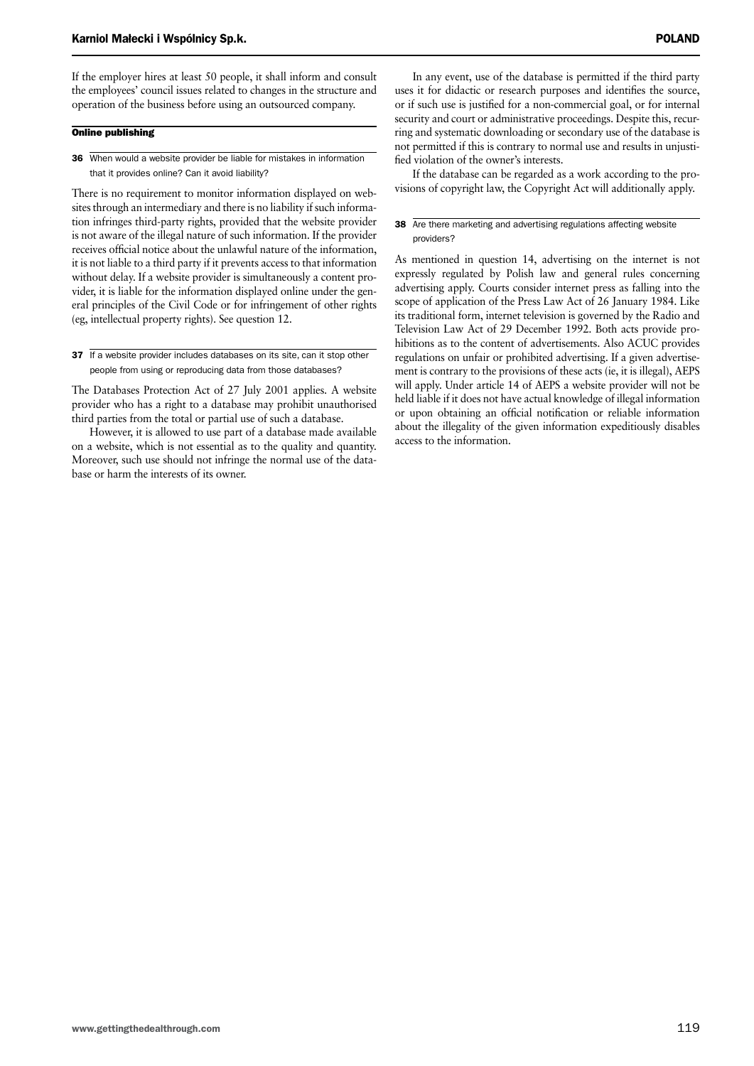If the employer hires at least 50 people, it shall inform and consult the employees' council issues related to changes in the structure and operation of the business before using an outsourced company.

## Online publishing

**36** When would a website provider be liable for mistakes in information that it provides online? Can it avoid liability?

There is no requirement to monitor information displayed on websites through an intermediary and there is no liability if such information infringes third-party rights, provided that the website provider is not aware of the illegal nature of such information. If the provider receives official notice about the unlawful nature of the information, it is not liable to a third party if it prevents access to that information without delay. If a website provider is simultaneously a content provider, it is liable for the information displayed online under the general principles of the Civil Code or for infringement of other rights (eg, intellectual property rights). See question 12.

**37** If a website provider includes databases on its site, can it stop other people from using or reproducing data from those databases?

The Databases Protection Act of 27 July 2001 applies. A website provider who has a right to a database may prohibit unauthorised third parties from the total or partial use of such a database.

However, it is allowed to use part of a database made available on a website, which is not essential as to the quality and quantity. Moreover, such use should not infringe the normal use of the database or harm the interests of its owner.

In any event, use of the database is permitted if the third party uses it for didactic or research purposes and identifies the source, or if such use is justified for a non-commercial goal, or for internal security and court or administrative proceedings. Despite this, recurring and systematic downloading or secondary use of the database is not permitted if this is contrary to normal use and results in unjustified violation of the owner's interests.

If the database can be regarded as a work according to the provisions of copyright law, the Copyright Act will additionally apply.

**38** Are there marketing and advertising regulations affecting website providers?

As mentioned in question 14, advertising on the internet is not expressly regulated by Polish law and general rules concerning advertising apply. Courts consider internet press as falling into the scope of application of the Press Law Act of 26 January 1984. Like its traditional form, internet television is governed by the Radio and Television Law Act of 29 December 1992. Both acts provide prohibitions as to the content of advertisements. Also ACUC provides regulations on unfair or prohibited advertising. If a given advertisement is contrary to the provisions of these acts (ie, it is illegal), AEPS will apply. Under article 14 of AEPS a website provider will not be held liable if it does not have actual knowledge of illegal information or upon obtaining an official notification or reliable information about the illegality of the given information expeditiously disables access to the information.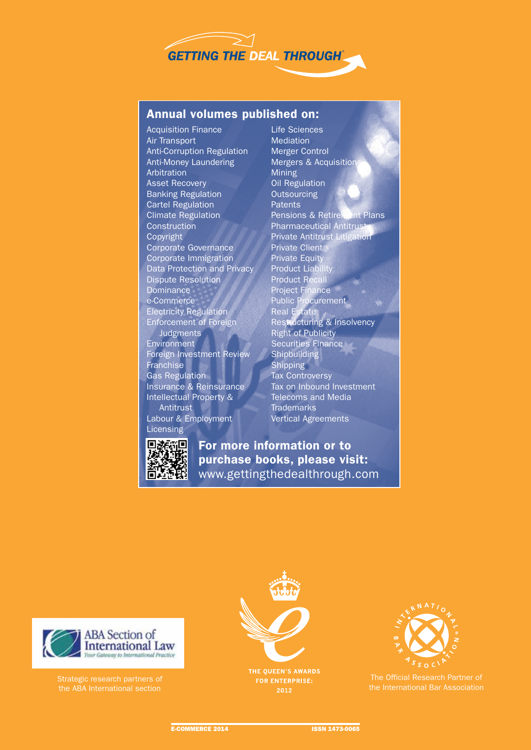GETTING THE DEAL THROUGH

## Annual volumes published on:

- Acquisition Finance
- Air Transport
- Anti-Corruption Regulation
- Anti-Money Laundering
- Arbitration
- Asset Recovery
- Banking Regulation
- Cartel Regulation
- Climate Regulation
- Construction
- Copyright
- Corporate Governance
- Corporate Immigration
- Data Protection and Privacy
- Dispute Resolution
- Dominance
- e-Commerce
- Electricity Regulation
- Enforcement of Foreign Judgments
- Environment
- Foreign Investment Review
- Franchise
- Gas Regulation
- Insurance & Reinsurance
- Intellectual Property & Antitrust
- Labour & Employment
- Licensing
- Life Sciences
- Mediation
- Merger Control
- Mergers & Acquisitions
- Mining
- Oil Regulation
- Outsourcing
- Patents
- Pensions & Retirement Plans
- Pharmaceutical Antitrust
- Private Antitrust Litigation
- Private Client
- Private Equity
- Product Liability
- Product Recall
- Project Finance
- Public Procurement
- Real Estate
- Restructuring & Insolvency
- Right of Publicity
- Securities Finance
- Shipbuilding
- Shipping
- Tax Controversy
- Tax on Inbound Investment
- Telecoms and Media
- Trademarks
- Vertical Agreements

**For more information or to purchase books, please visit:**
www.gettingthedealthrough.com

ABA Section of International Law — Your Gateway to International Practice

Strategic research partners of the ABA International section

THE QUEEN'S AWARDS FOR ENTERPRISE: 2012

INTERNATIONAL BAR ASSOCIATION

The Official Research Partner of the International Bar Association

E-COMMERCE 2014 ISSN 1473-0065